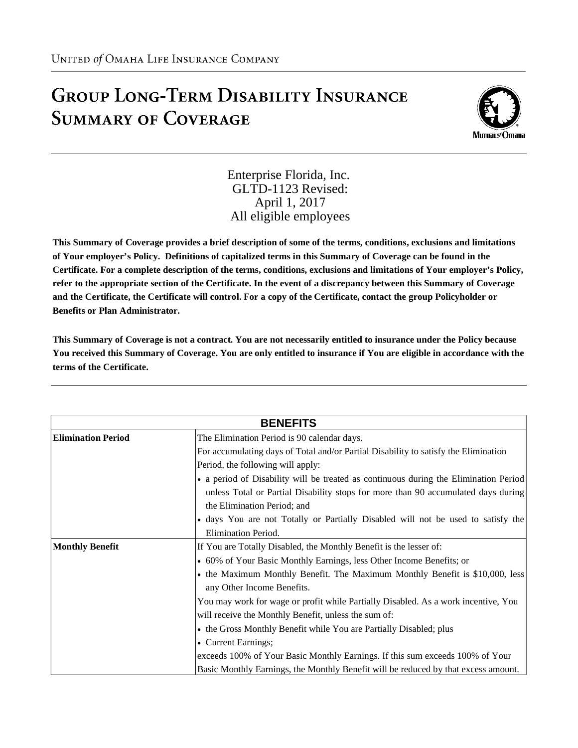United of Omaha Life Insurance Company

# Group Long-Term Disability Insurance Summary of Coverage

Enterprise Florida, Inc.
GLTD-1123 Revised:
April 1, 2017
All eligible employees

**This Summary of Coverage provides a brief description of some of the terms, conditions, exclusions and limitations of Your employer's Policy. Definitions of capitalized terms in this Summary of Coverage can be found in the Certificate. For a complete description of the terms, conditions, exclusions and limitations of Your employer's Policy, refer to the appropriate section of the Certificate. In the event of a discrepancy between this Summary of Coverage and the Certificate, the Certificate will control. For a copy of the Certificate, contact the group Policyholder or Benefits or Plan Administrator.**

**This Summary of Coverage is not a contract. You are not necessarily entitled to insurance under the Policy because You received this Summary of Coverage. You are only entitled to insurance if You are eligible in accordance with the terms of the Certificate.**

| BENEFITS | |
|---|---|
| **Elimination Period** | The Elimination Period is 90 calendar days.<br>For accumulating days of Total and/or Partial Disability to satisfy the Elimination Period, the following will apply:<br>• a period of Disability will be treated as continuous during the Elimination Period unless Total or Partial Disability stops for more than 90 accumulated days during the Elimination Period; and<br>• days You are not Totally or Partially Disabled will not be used to satisfy the Elimination Period. |
| **Monthly Benefit** | If You are Totally Disabled, the Monthly Benefit is the lesser of:<br>• 60% of Your Basic Monthly Earnings, less Other Income Benefits; or<br>• the Maximum Monthly Benefit. The Maximum Monthly Benefit is $10,000, less any Other Income Benefits.<br>You may work for wage or profit while Partially Disabled. As a work incentive, You will receive the Monthly Benefit, unless the sum of:<br>• the Gross Monthly Benefit while You are Partially Disabled; plus<br>• Current Earnings;<br>exceeds 100% of Your Basic Monthly Earnings. If this sum exceeds 100% of Your Basic Monthly Earnings, the Monthly Benefit will be reduced by that excess amount. |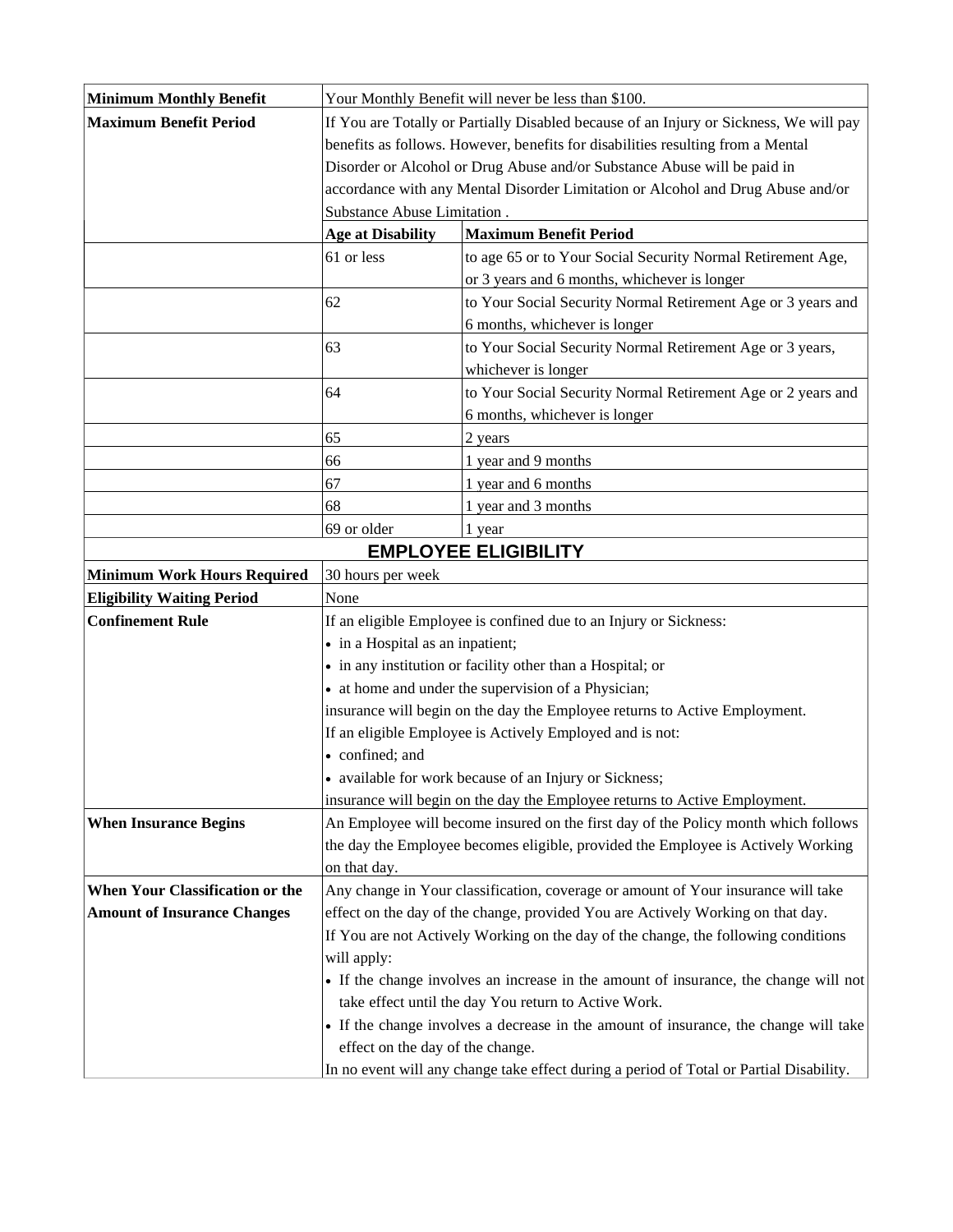| | | |
|---|---|---|
| **Minimum Monthly Benefit** | Your Monthly Benefit will never be less than $100. | |
| **Maximum Benefit Period** | If You are Totally or Partially Disabled because of an Injury or Sickness, We will pay benefits as follows. However, benefits for disabilities resulting from a Mental Disorder or Alcohol or Drug Abuse and/or Substance Abuse will be paid in accordance with any Mental Disorder Limitation or Alcohol and Drug Abuse and/or Substance Abuse Limitation . | |
| | **Age at Disability** | **Maximum Benefit Period** |
| | 61 or less | to age 65 or to Your Social Security Normal Retirement Age, or 3 years and 6 months, whichever is longer |
| | 62 | to Your Social Security Normal Retirement Age or 3 years and 6 months, whichever is longer |
| | 63 | to Your Social Security Normal Retirement Age or 3 years, whichever is longer |
| | 64 | to Your Social Security Normal Retirement Age or 2 years and 6 months, whichever is longer |
| | 65 | 2 years |
| | 66 | 1 year and 9 months |
| | 67 | 1 year and 6 months |
| | 68 | 1 year and 3 months |
| | 69 or older | 1 year |

## EMPLOYEE ELIGIBILITY

| | |
|---|---|
| **Minimum Work Hours Required** | 30 hours per week |
| **Eligibility Waiting Period** | None |
| **Confinement Rule** | If an eligible Employee is confined due to an Injury or Sickness:<br>• in a Hospital as an inpatient;<br>• in any institution or facility other than a Hospital; or<br>• at home and under the supervision of a Physician;<br>insurance will begin on the day the Employee returns to Active Employment.<br>If an eligible Employee is Actively Employed and is not:<br>• confined; and<br>• available for work because of an Injury or Sickness;<br>insurance will begin on the day the Employee returns to Active Employment. |
| **When Insurance Begins** | An Employee will become insured on the first day of the Policy month which follows the day the Employee becomes eligible, provided the Employee is Actively Working on that day. |
| **When Your Classification or the Amount of Insurance Changes** | Any change in Your classification, coverage or amount of Your insurance will take effect on the day of the change, provided You are Actively Working on that day.<br>If You are not Actively Working on the day of the change, the following conditions will apply:<br>• If the change involves an increase in the amount of insurance, the change will not take effect until the day You return to Active Work.<br>• If the change involves a decrease in the amount of insurance, the change will take effect on the day of the change.<br>In no event will any change take effect during a period of Total or Partial Disability. |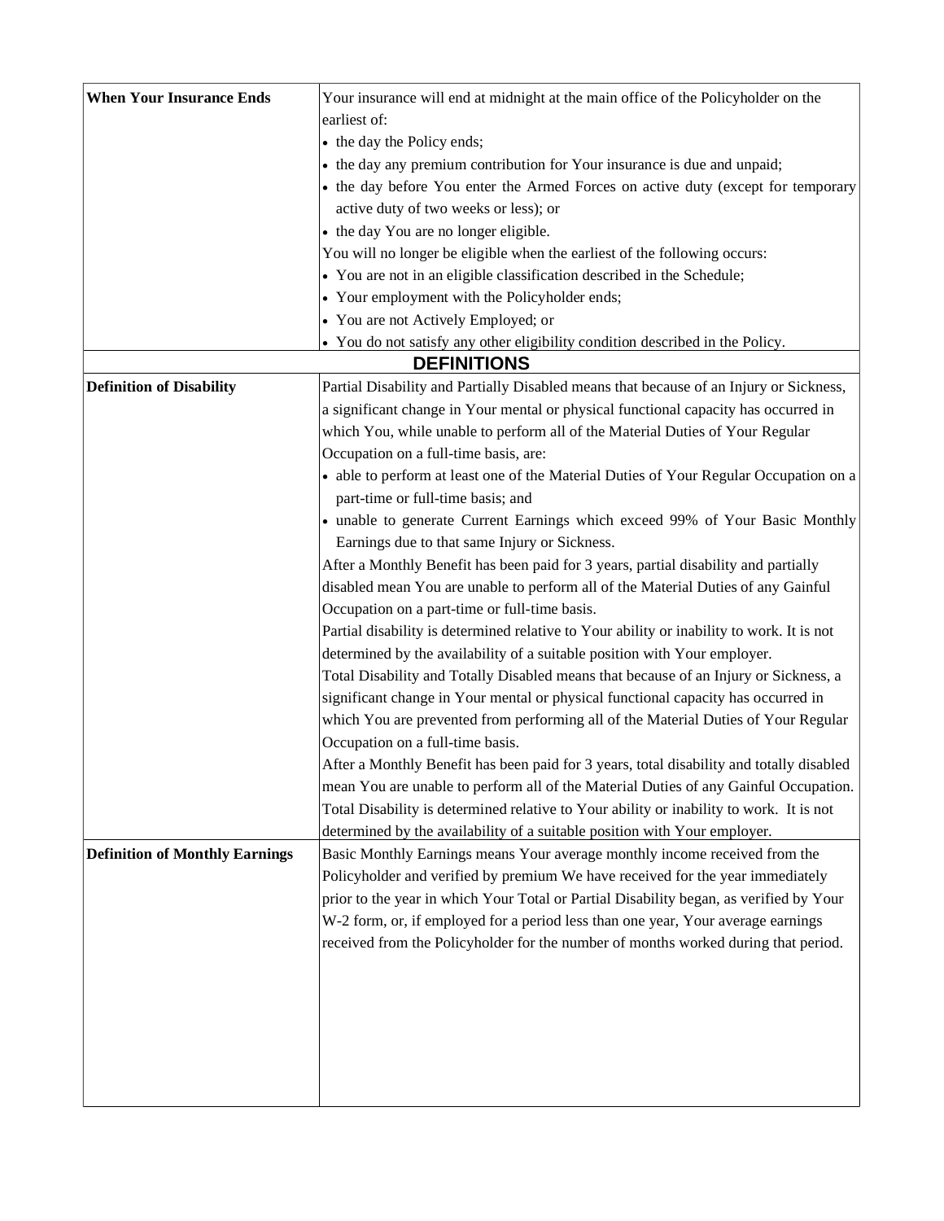| | |
|---|---|
| **When Your Insurance Ends** | Your insurance will end at midnight at the main office of the Policyholder on the earliest of:<br>• the day the Policy ends;<br>• the day any premium contribution for Your insurance is due and unpaid;<br>• the day before You enter the Armed Forces on active duty (except for temporary active duty of two weeks or less); or<br>• the day You are no longer eligible.<br>You will no longer be eligible when the earliest of the following occurs:<br>• You are not in an eligible classification described in the Schedule;<br>• Your employment with the Policyholder ends;<br>• You are not Actively Employed; or<br>• You do not satisfy any other eligibility condition described in the Policy. |
| **DEFINITIONS** | |
| **Definition of Disability** | Partial Disability and Partially Disabled means that because of an Injury or Sickness, a significant change in Your mental or physical functional capacity has occurred in which You, while unable to perform all of the Material Duties of Your Regular Occupation on a full-time basis, are:<br>• able to perform at least one of the Material Duties of Your Regular Occupation on a part-time or full-time basis; and<br>• unable to generate Current Earnings which exceed 99% of Your Basic Monthly Earnings due to that same Injury or Sickness.<br>After a Monthly Benefit has been paid for 3 years, partial disability and partially disabled mean You are unable to perform all of the Material Duties of any Gainful Occupation on a part-time or full-time basis.<br>Partial disability is determined relative to Your ability or inability to work. It is not determined by the availability of a suitable position with Your employer.<br>Total Disability and Totally Disabled means that because of an Injury or Sickness, a significant change in Your mental or physical functional capacity has occurred in which You are prevented from performing all of the Material Duties of Your Regular Occupation on a full-time basis.<br>After a Monthly Benefit has been paid for 3 years, total disability and totally disabled mean You are unable to perform all of the Material Duties of any Gainful Occupation.<br>Total Disability is determined relative to Your ability or inability to work. It is not determined by the availability of a suitable position with Your employer. |
| **Definition of Monthly Earnings** | Basic Monthly Earnings means Your average monthly income received from the Policyholder and verified by premium We have received for the year immediately prior to the year in which Your Total or Partial Disability began, as verified by Your W-2 form, or, if employed for a period less than one year, Your average earnings received from the Policyholder for the number of months worked during that period. |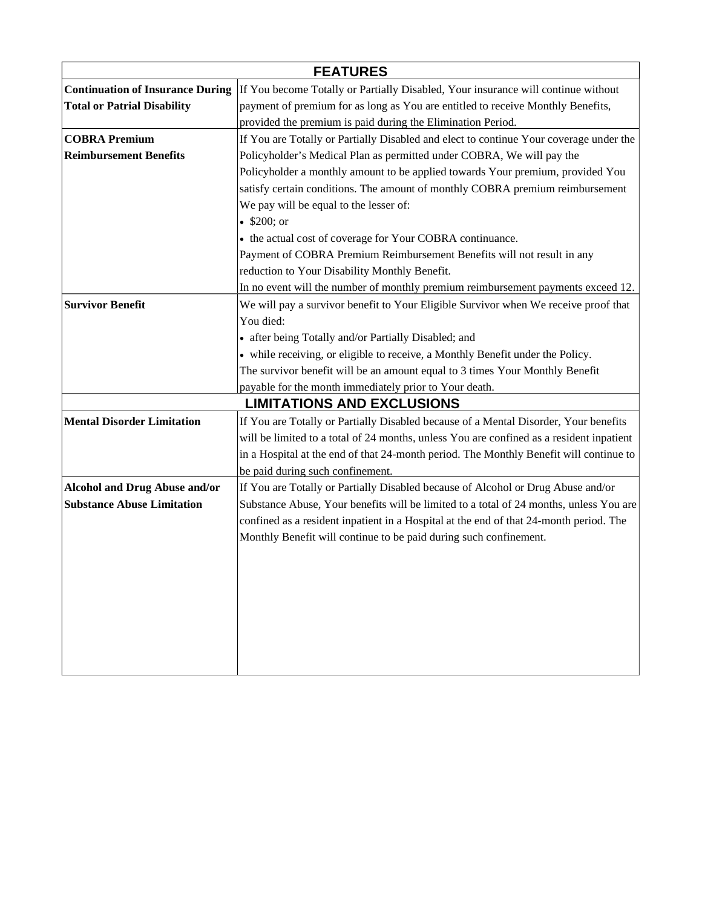| FEATURES | |
|---|---|
| **Continuation of Insurance During Total or Patrial Disability** | If You become Totally or Partially Disabled, Your insurance will continue without payment of premium for as long as You are entitled to receive Monthly Benefits, provided the premium is paid during the Elimination Period. |
| **COBRA Premium Reimbursement Benefits** | If You are Totally or Partially Disabled and elect to continue Your coverage under the Policyholder's Medical Plan as permitted under COBRA, We will pay the Policyholder a monthly amount to be applied towards Your premium, provided You satisfy certain conditions. The amount of monthly COBRA premium reimbursement We pay will be equal to the lesser of:<br>• $200; or<br>• the actual cost of coverage for Your COBRA continuance.<br>Payment of COBRA Premium Reimbursement Benefits will not result in any reduction to Your Disability Monthly Benefit.<br>In no event will the number of monthly premium reimbursement payments exceed 12. |
| **Survivor Benefit** | We will pay a survivor benefit to Your Eligible Survivor when We receive proof that You died:<br>• after being Totally and/or Partially Disabled; and<br>• while receiving, or eligible to receive, a Monthly Benefit under the Policy.<br>The survivor benefit will be an amount equal to 3 times Your Monthly Benefit payable for the month immediately prior to Your death. |
| **LIMITATIONS AND EXCLUSIONS** | |
| **Mental Disorder Limitation** | If You are Totally or Partially Disabled because of a Mental Disorder, Your benefits will be limited to a total of 24 months, unless You are confined as a resident inpatient in a Hospital at the end of that 24-month period. The Monthly Benefit will continue to be paid during such confinement. |
| **Alcohol and Drug Abuse and/or Substance Abuse Limitation** | If You are Totally or Partially Disabled because of Alcohol or Drug Abuse and/or Substance Abuse, Your benefits will be limited to a total of 24 months, unless You are confined as a resident inpatient in a Hospital at the end of that 24-month period. The Monthly Benefit will continue to be paid during such confinement. |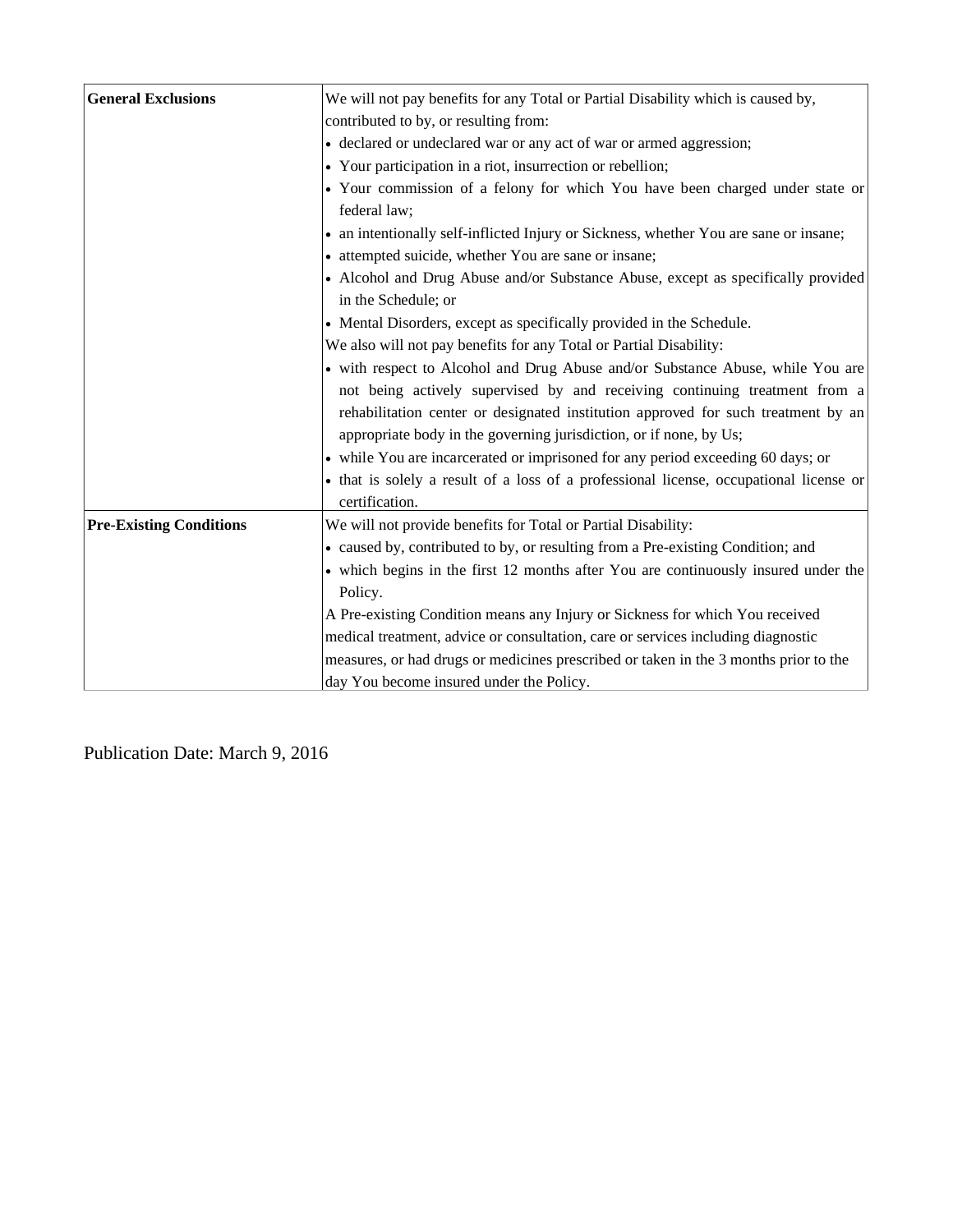| | |
|---|---|
| **General Exclusions** | We will not pay benefits for any Total or Partial Disability which is caused by, contributed to by, or resulting from:<br>• declared or undeclared war or any act of war or armed aggression;<br>• Your participation in a riot, insurrection or rebellion;<br>• Your commission of a felony for which You have been charged under state or federal law;<br>• an intentionally self-inflicted Injury or Sickness, whether You are sane or insane;<br>• attempted suicide, whether You are sane or insane;<br>• Alcohol and Drug Abuse and/or Substance Abuse, except as specifically provided in the Schedule; or<br>• Mental Disorders, except as specifically provided in the Schedule.<br>We also will not pay benefits for any Total or Partial Disability:<br>• with respect to Alcohol and Drug Abuse and/or Substance Abuse, while You are not being actively supervised by and receiving continuing treatment from a rehabilitation center or designated institution approved for such treatment by an appropriate body in the governing jurisdiction, or if none, by Us;<br>• while You are incarcerated or imprisoned for any period exceeding 60 days; or<br>• that is solely a result of a loss of a professional license, occupational license or certification. |
| **Pre-Existing Conditions** | We will not provide benefits for Total or Partial Disability:<br>• caused by, contributed to by, or resulting from a Pre-existing Condition; and<br>• which begins in the first 12 months after You are continuously insured under the Policy.<br>A Pre-existing Condition means any Injury or Sickness for which You received medical treatment, advice or consultation, care or services including diagnostic measures, or had drugs or medicines prescribed or taken in the 3 months prior to the day You become insured under the Policy. |

Publication Date: March 9, 2016